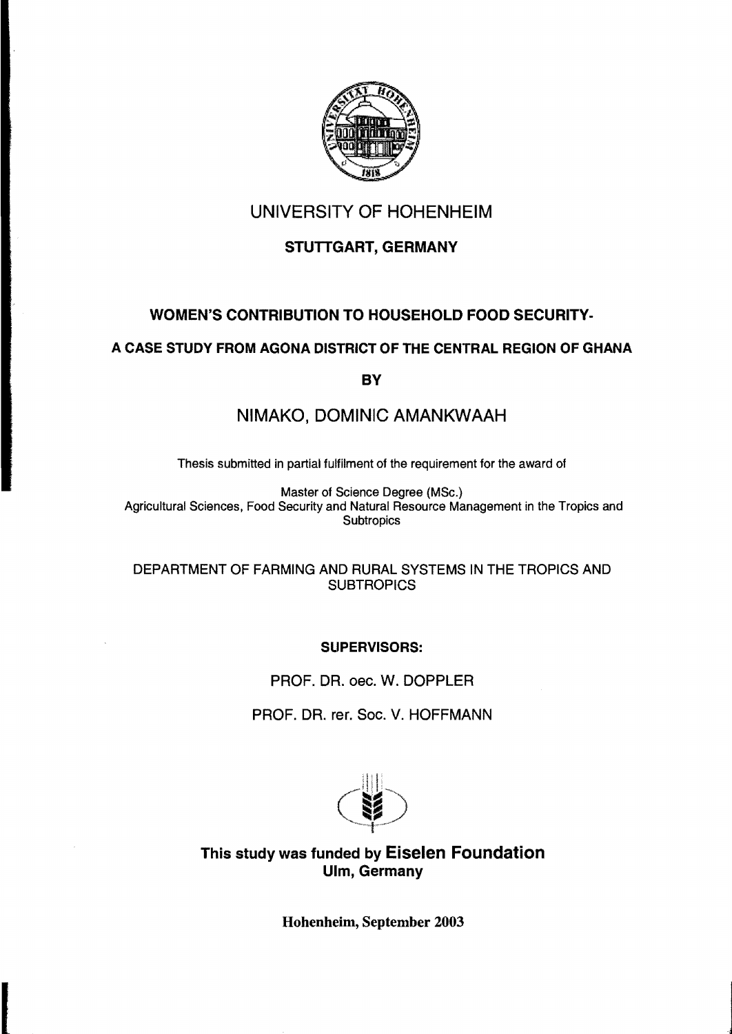# UNIVERSITY OF HOHENHEIM

## STUTTGART, GERMANY

## WOMEN'S CONTRIBUTION TO HOUSEHOLD FOOD SECURITY-

## A CASE STUDY FROM AGONA DISTRICT OF THE CENTRAL REGION OF GHANA

**BY**

NIMAKO, DOMINIC AMANKWAAH

Thesis submitted in partial fulfilment of the requirement for the award of

Master of Science Degree (MSc.)
Agricultural Sciences, Food Security and Natural Resource Management in the Tropics and Subtropics

DEPARTMENT OF FARMING AND RURAL SYSTEMS IN THE TROPICS AND SUBTROPICS

**SUPERVISORS:**

PROF. DR. oec. W. DOPPLER

PROF. DR. rer. Soc. V. HOFFMANN

**This study was funded by Eiselen Foundation**
**Ulm, Germany**

**Hohenheim, September 2003**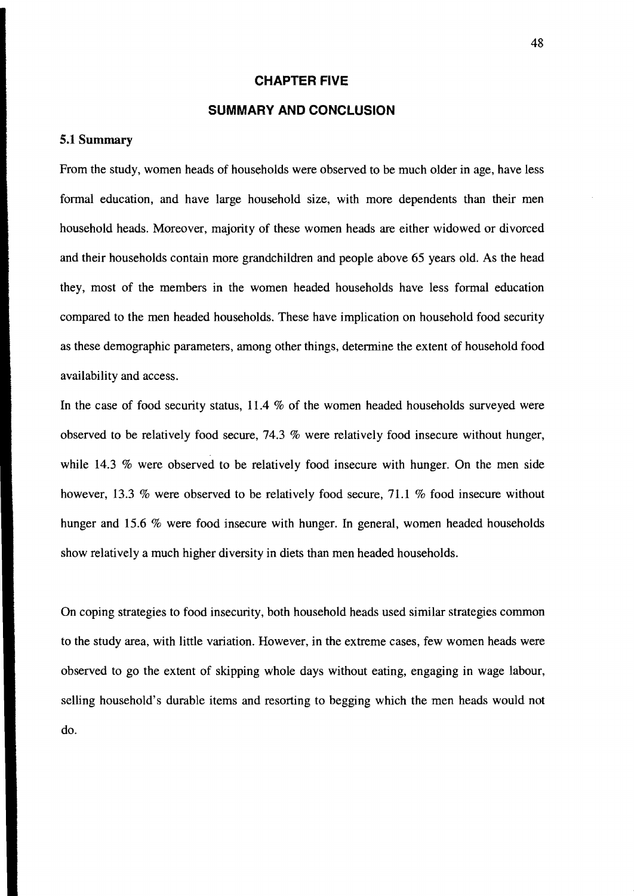# CHAPTER FIVE

# SUMMARY AND CONCLUSION

## 5.1 Summary

From the study, women heads of households were observed to be much older in age, have less formal education, and have large household size, with more dependents than their men household heads. Moreover, majority of these women heads are either widowed or divorced and their households contain more grandchildren and people above 65 years old. As the head they, most of the members in the women headed households have less formal education compared to the men headed households. These have implication on household food security as these demographic parameters, among other things, determine the extent of household food availability and access.

In the case of food security status, 11.4 % of the women headed households surveyed were observed to be relatively food secure, 74.3 % were relatively food insecure without hunger, while 14.3 % were observed to be relatively food insecure with hunger. On the men side however, 13.3 % were observed to be relatively food secure, 71.1 % food insecure without hunger and 15.6 % were food insecure with hunger. In general, women headed households show relatively a much higher diversity in diets than men headed households.

On coping strategies to food insecurity, both household heads used similar strategies common to the study area, with little variation. However, in the extreme cases, few women heads were observed to go the extent of skipping whole days without eating, engaging in wage labour, selling household's durable items and resorting to begging which the men heads would not do.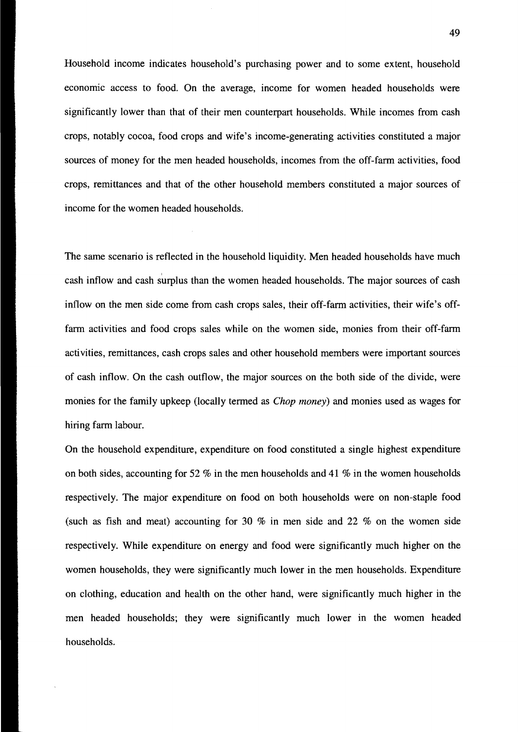Household income indicates household's purchasing power and to some extent, household economic access to food. On the average, income for women headed households were significantly lower than that of their men counterpart households. While incomes from cash crops, notably cocoa, food crops and wife's income-generating activities constituted a major sources of money for the men headed households, incomes from the off-farm activities, food crops, remittances and that of the other household members constituted a major sources of income for the women headed households.

The same scenario is reflected in the household liquidity. Men headed households have much cash inflow and cash surplus than the women headed households. The major sources of cash inflow on the men side come from cash crops sales, their off-farm activities, their wife's off-farm activities and food crops sales while on the women side, monies from their off-farm activities, remittances, cash crops sales and other household members were important sources of cash inflow. On the cash outflow, the major sources on the both side of the divide, were monies for the family upkeep (locally termed as *Chop money*) and monies used as wages for hiring farm labour.

On the household expenditure, expenditure on food constituted a single highest expenditure on both sides, accounting for 52 % in the men households and 41 % in the women households respectively. The major expenditure on food on both households were on non-staple food (such as fish and meat) accounting for 30 % in men side and 22 % on the women side respectively. While expenditure on energy and food were significantly much higher on the women households, they were significantly much lower in the men households. Expenditure on clothing, education and health on the other hand, were significantly much higher in the men headed households; they were significantly much lower in the women headed households.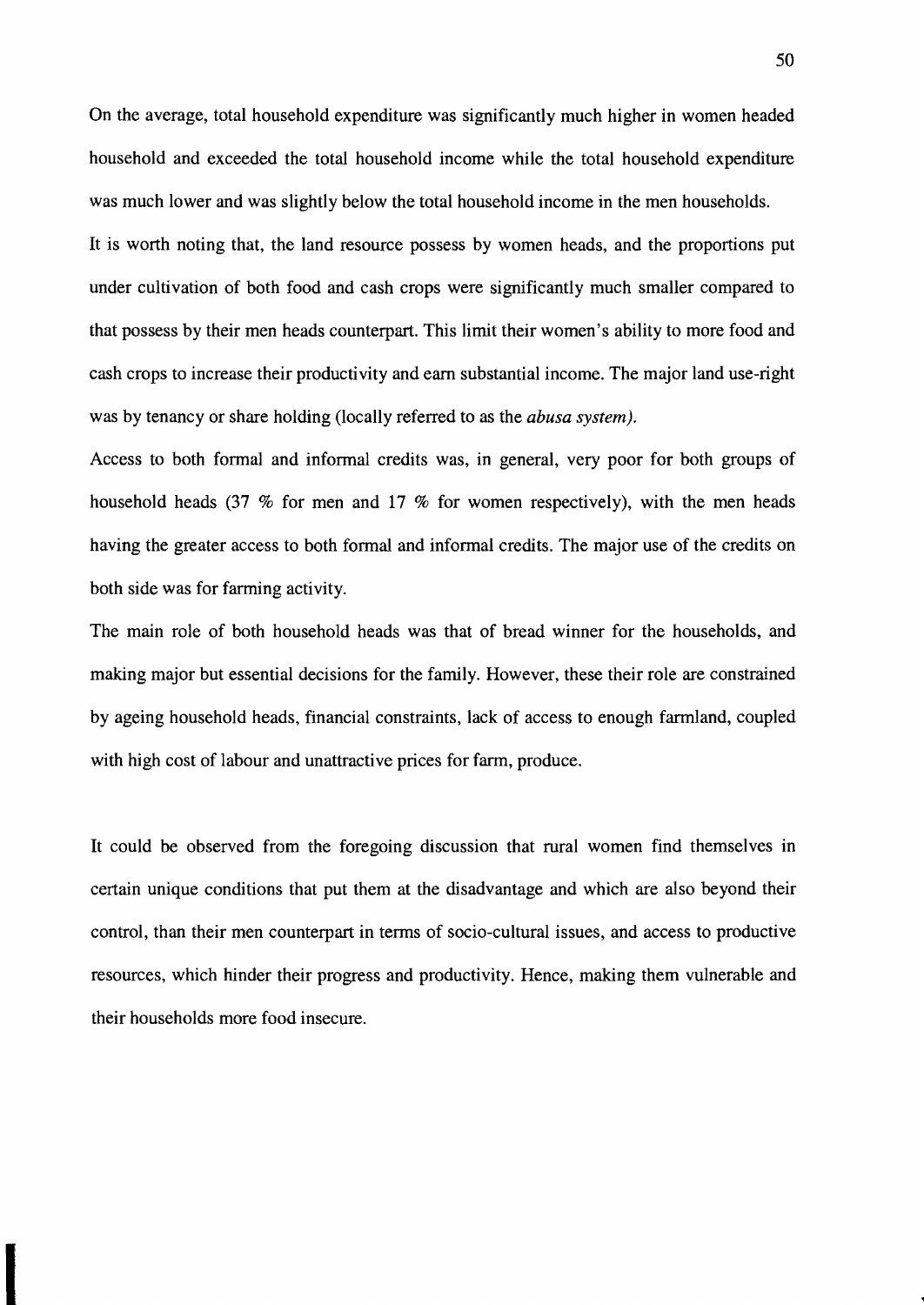On the average, total household expenditure was significantly much higher in women headed household and exceeded the total household income while the total household expenditure was much lower and was slightly below the total household income in the men households.

It is worth noting that, the land resource possess by women heads, and the proportions put under cultivation of both food and cash crops were significantly much smaller compared to that possess by their men heads counterpart. This limit their women's ability to more food and cash crops to increase their productivity and earn substantial income. The major land use-right was by tenancy or share holding (locally referred to as the *abusa system).*

Access to both formal and informal credits was, in general, very poor for both groups of household heads (37 % for men and 17 % for women respectively), with the men heads having the greater access to both formal and informal credits. The major use of the credits on both side was for farming activity.

The main role of both household heads was that of bread winner for the households, and making major but essential decisions for the family. However, these their role are constrained by ageing household heads, financial constraints, lack of access to enough farmland, coupled with high cost of labour and unattractive prices for farm, produce.

It could be observed from the foregoing discussion that rural women find themselves in certain unique conditions that put them at the disadvantage and which are also beyond their control, than their men counterpart in terms of socio-cultural issues, and access to productive resources, which hinder their progress and productivity. Hence, making them vulnerable and their households more food insecure.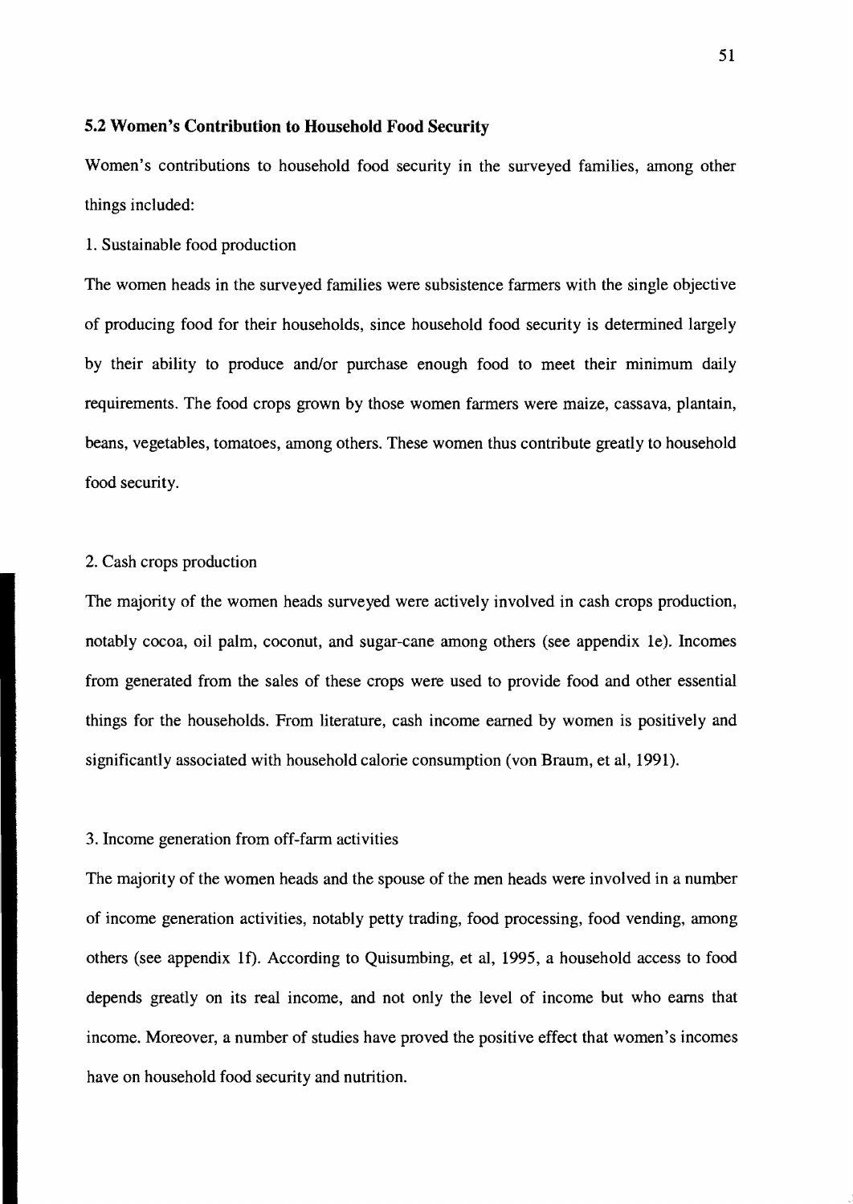### 5.2 Women's Contribution to Household Food Security

Women's contributions to household food security in the surveyed families, among other things included:

1. Sustainable food production

The women heads in the surveyed families were subsistence farmers with the single objective of producing food for their households, since household food security is determined largely by their ability to produce and/or purchase enough food to meet their minimum daily requirements. The food crops grown by those women farmers were maize, cassava, plantain, beans, vegetables, tomatoes, among others. These women thus contribute greatly to household food security.

2. Cash crops production

The majority of the women heads surveyed were actively involved in cash crops production, notably cocoa, oil palm, coconut, and sugar-cane among others (see appendix 1e). Incomes from generated from the sales of these crops were used to provide food and other essential things for the households. From literature, cash income earned by women is positively and significantly associated with household calorie consumption (von Braum, et al, 1991).

3. Income generation from off-farm activities

The majority of the women heads and the spouse of the men heads were involved in a number of income generation activities, notably petty trading, food processing, food vending, among others (see appendix 1f). According to Quisumbing, et al, 1995, a household access to food depends greatly on its real income, and not only the level of income but who earns that income. Moreover, a number of studies have proved the positive effect that women's incomes have on household food security and nutrition.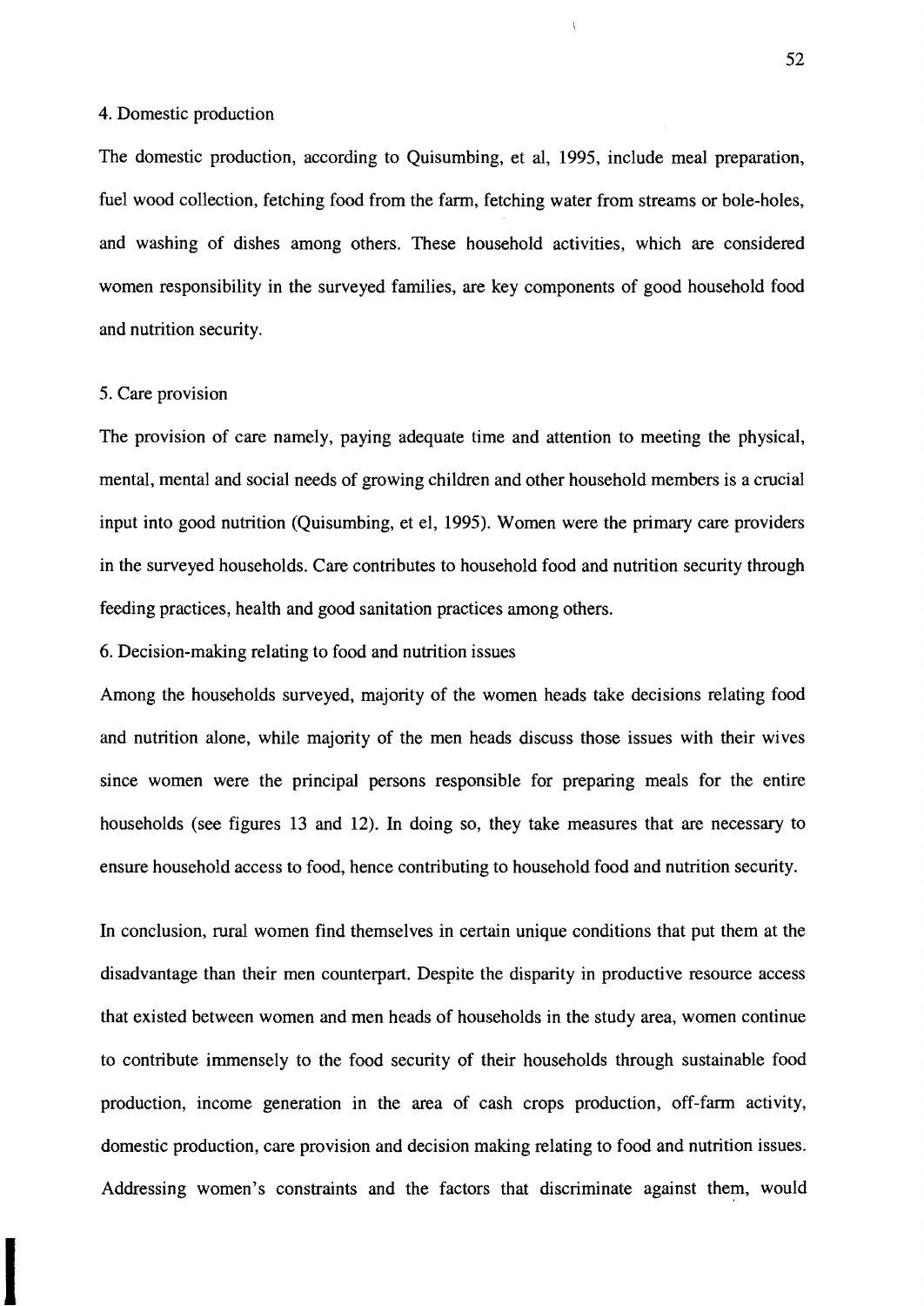4. Domestic production

The domestic production, according to Quisumbing, et al, 1995, include meal preparation, fuel wood collection, fetching food from the farm, fetching water from streams or bole-holes, and washing of dishes among others. These household activities, which are considered women responsibility in the surveyed families, are key components of good household food and nutrition security.

5. Care provision

The provision of care namely, paying adequate time and attention to meeting the physical, mental, mental and social needs of growing children and other household members is a crucial input into good nutrition (Quisumbing, et el, 1995). Women were the primary care providers in the surveyed households. Care contributes to household food and nutrition security through feeding practices, health and good sanitation practices among others.

6. Decision-making relating to food and nutrition issues

Among the households surveyed, majority of the women heads take decisions relating food and nutrition alone, while majority of the men heads discuss those issues with their wives since women were the principal persons responsible for preparing meals for the entire households (see figures 13 and 12). In doing so, they take measures that are necessary to ensure household access to food, hence contributing to household food and nutrition security.

In conclusion, rural women find themselves in certain unique conditions that put them at the disadvantage than their men counterpart. Despite the disparity in productive resource access that existed between women and men heads of households in the study area, women continue to contribute immensely to the food security of their households through sustainable food production, income generation in the area of cash crops production, off-farm activity, domestic production, care provision and decision making relating to food and nutrition issues. Addressing women's constraints and the factors that discriminate against them, would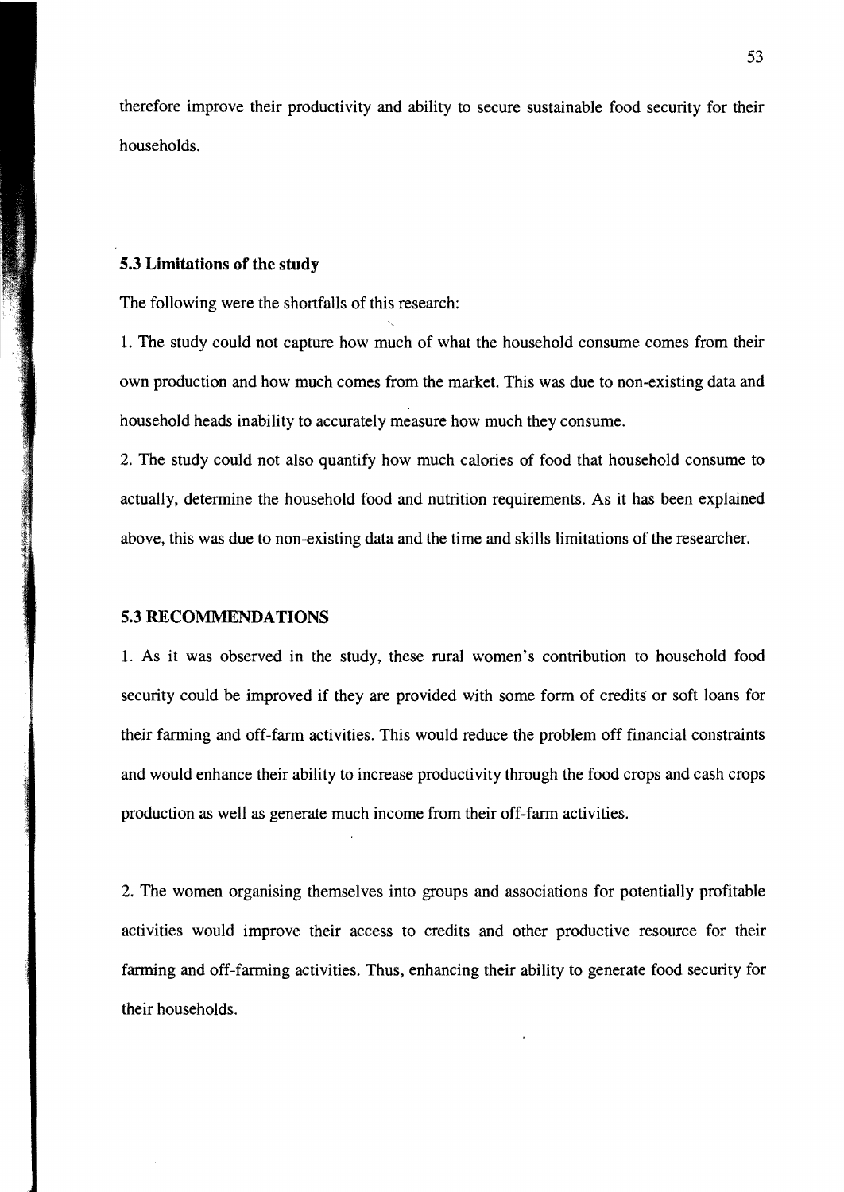therefore improve their productivity and ability to secure sustainable food security for their households.

### 5.3 Limitations of the study

The following were the shortfalls of this research:

1. The study could not capture how much of what the household consume comes from their own production and how much comes from the market. This was due to non-existing data and household heads inability to accurately measure how much they consume.
2. The study could not also quantify how much calories of food that household consume to actually, determine the household food and nutrition requirements. As it has been explained above, this was due to non-existing data and the time and skills limitations of the researcher.

### 5.3 RECOMMENDATIONS

1. As it was observed in the study, these rural women's contribution to household food security could be improved if they are provided with some form of credits or soft loans for their farming and off-farm activities. This would reduce the problem off financial constraints and would enhance their ability to increase productivity through the food crops and cash crops production as well as generate much income from their off-farm activities.

2. The women organising themselves into groups and associations for potentially profitable activities would improve their access to credits and other productive resource for their farming and off-farming activities. Thus, enhancing their ability to generate food security for their households.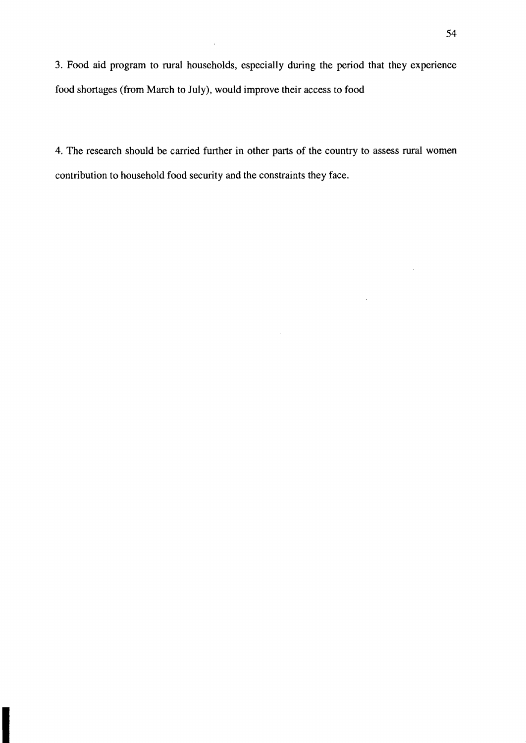3. Food aid program to rural households, especially during the period that they experience food shortages (from March to July), would improve their access to food

4. The research should be carried further in other parts of the country to assess rural women contribution to household food security and the constraints they face.